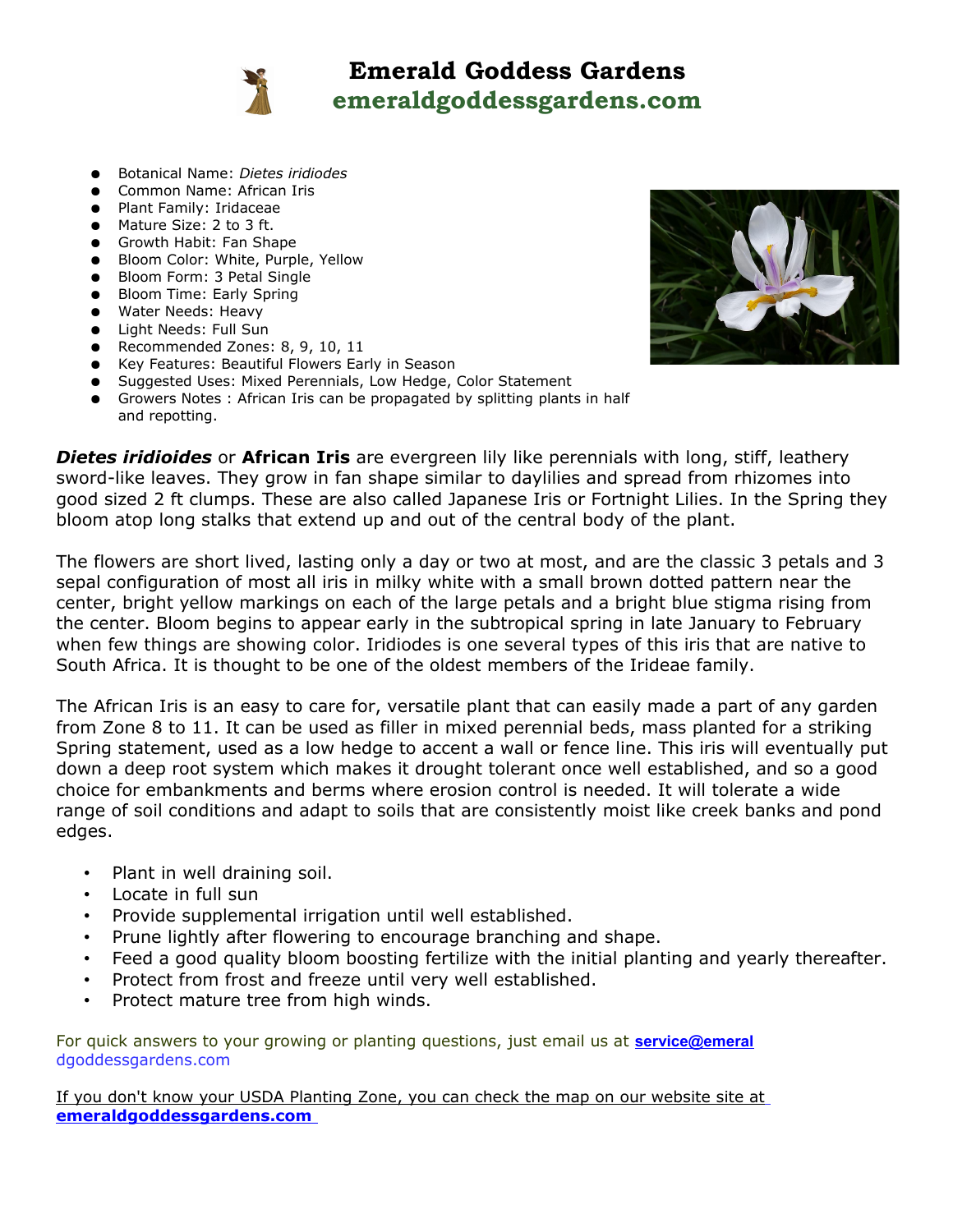# Emerald Goddess Gardens

## emeraldgoddessgardens.com

- Botanical Name: *Dietes iridiodes*
- Common Name: African Iris
- Plant Family: Iridaceae
- Mature Size: 2 to 3 ft.
- Growth Habit: Fan Shape
- Bloom Color: White, Purple, Yellow
- Bloom Form: 3 Petal Single
- Bloom Time: Early Spring
- Water Needs: Heavy
- Light Needs: Full Sun
- Recommended Zones: 8, 9, 10, 11
- Key Features: Beautiful Flowers Early in Season
- Suggested Uses: Mixed Perennials, Low Hedge, Color Statement
- Growers Notes : African Iris can be propagated by splitting plants in half and repotting.

***Dietes iridioides*** or **African Iris** are evergreen lily like perennials with long, stiff, leathery sword-like leaves. They grow in fan shape similar to daylilies and spread from rhizomes into good sized 2 ft clumps. These are also called Japanese Iris or Fortnight Lilies. In the Spring they bloom atop long stalks that extend up and out of the central body of the plant.

The flowers are short lived, lasting only a day or two at most, and are the classic 3 petals and 3 sepal configuration of most all iris in milky white with a small brown dotted pattern near the center, bright yellow markings on each of the large petals and a bright blue stigma rising from the center. Bloom begins to appear early in the subtropical spring in late January to February when few things are showing color. Iridiodes is one several types of this iris that are native to South Africa. It is thought to be one of the oldest members of the Irideae family.

The African Iris is an easy to care for, versatile plant that can easily made a part of any garden from Zone 8 to 11. It can be used as filler in mixed perennial beds, mass planted for a striking Spring statement, used as a low hedge to accent a wall or fence line. This iris will eventually put down a deep root system which makes it drought tolerant once well established, and so a good choice for embankments and berms where erosion control is needed. It will tolerate a wide range of soil conditions and adapt to soils that are consistently moist like creek banks and pond edges.

- Plant in well draining soil.
- Locate in full sun
- Provide supplemental irrigation until well established.
- Prune lightly after flowering to encourage branching and shape.
- Feed a good quality bloom boosting fertilize with the initial planting and yearly thereafter.
- Protect from frost and freeze until very well established.
- Protect mature tree from high winds.

For quick answers to your growing or planting questions, just email us at **service@emeraldgoddessgardens.com**

If you don't know your USDA Planting Zone, you can check the map on our website site at **emeraldgoddessgardens.com**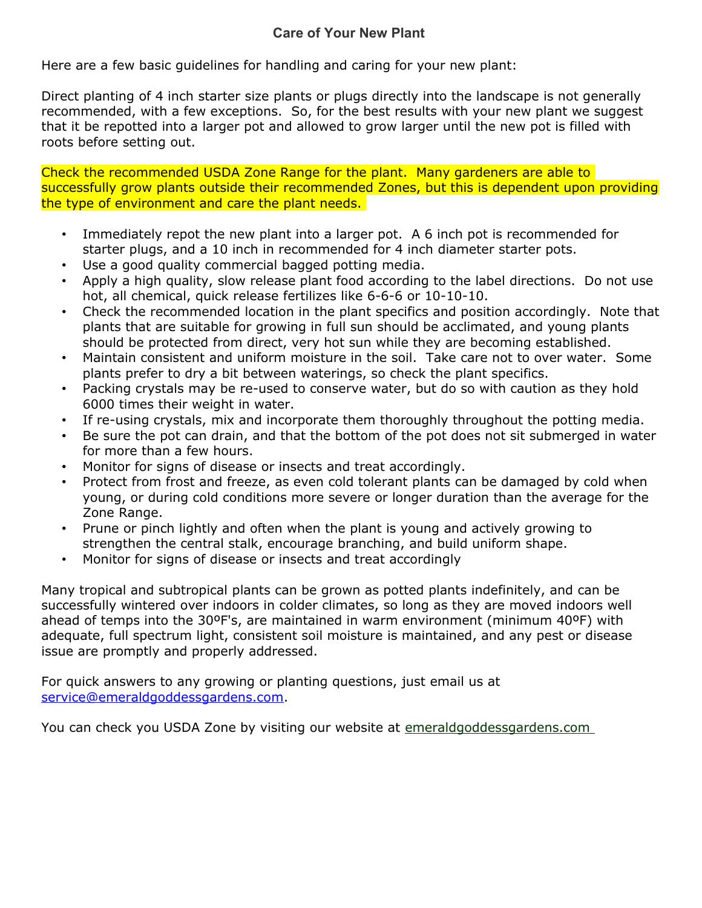## Care of Your New Plant

Here are a few basic guidelines for handling and caring for your new plant:

Direct planting of 4 inch starter size plants or plugs directly into the landscape is not generally recommended, with a few exceptions. So, for the best results with your new plant we suggest that it be repotted into a larger pot and allowed to grow larger until the new pot is filled with roots before setting out.

Check the recommended USDA Zone Range for the plant. Many gardeners are able to successfully grow plants outside their recommended Zones, but this is dependent upon providing the type of environment and care the plant needs.

- Immediately repot the new plant into a larger pot. A 6 inch pot is recommended for starter plugs, and a 10 inch in recommended for 4 inch diameter starter pots.
- Use a good quality commercial bagged potting media.
- Apply a high quality, slow release plant food according to the label directions. Do not use hot, all chemical, quick release fertilizes like 6-6-6 or 10-10-10.
- Check the recommended location in the plant specifics and position accordingly. Note that plants that are suitable for growing in full sun should be acclimated, and young plants should be protected from direct, very hot sun while they are becoming established.
- Maintain consistent and uniform moisture in the soil. Take care not to over water. Some plants prefer to dry a bit between waterings, so check the plant specifics.
- Packing crystals may be re-used to conserve water, but do so with caution as they hold 6000 times their weight in water.
- If re-using crystals, mix and incorporate them thoroughly throughout the potting media.
- Be sure the pot can drain, and that the bottom of the pot does not sit submerged in water for more than a few hours.
- Monitor for signs of disease or insects and treat accordingly.
- Protect from frost and freeze, as even cold tolerant plants can be damaged by cold when young, or during cold conditions more severe or longer duration than the average for the Zone Range.
- Prune or pinch lightly and often when the plant is young and actively growing to strengthen the central stalk, encourage branching, and build uniform shape.
- Monitor for signs of disease or insects and treat accordingly

Many tropical and subtropical plants can be grown as potted plants indefinitely, and can be successfully wintered over indoors in colder climates, so long as they are moved indoors well ahead of temps into the 30ºF's, are maintained in warm environment (minimum 40ºF) with adequate, full spectrum light, consistent soil moisture is maintained, and any pest or disease issue are promptly and properly addressed.

For quick answers to any growing or planting questions, just email us at service@emeraldgoddessgardens.com.

You can check you USDA Zone by visiting our website at emeraldgoddessgardens.com